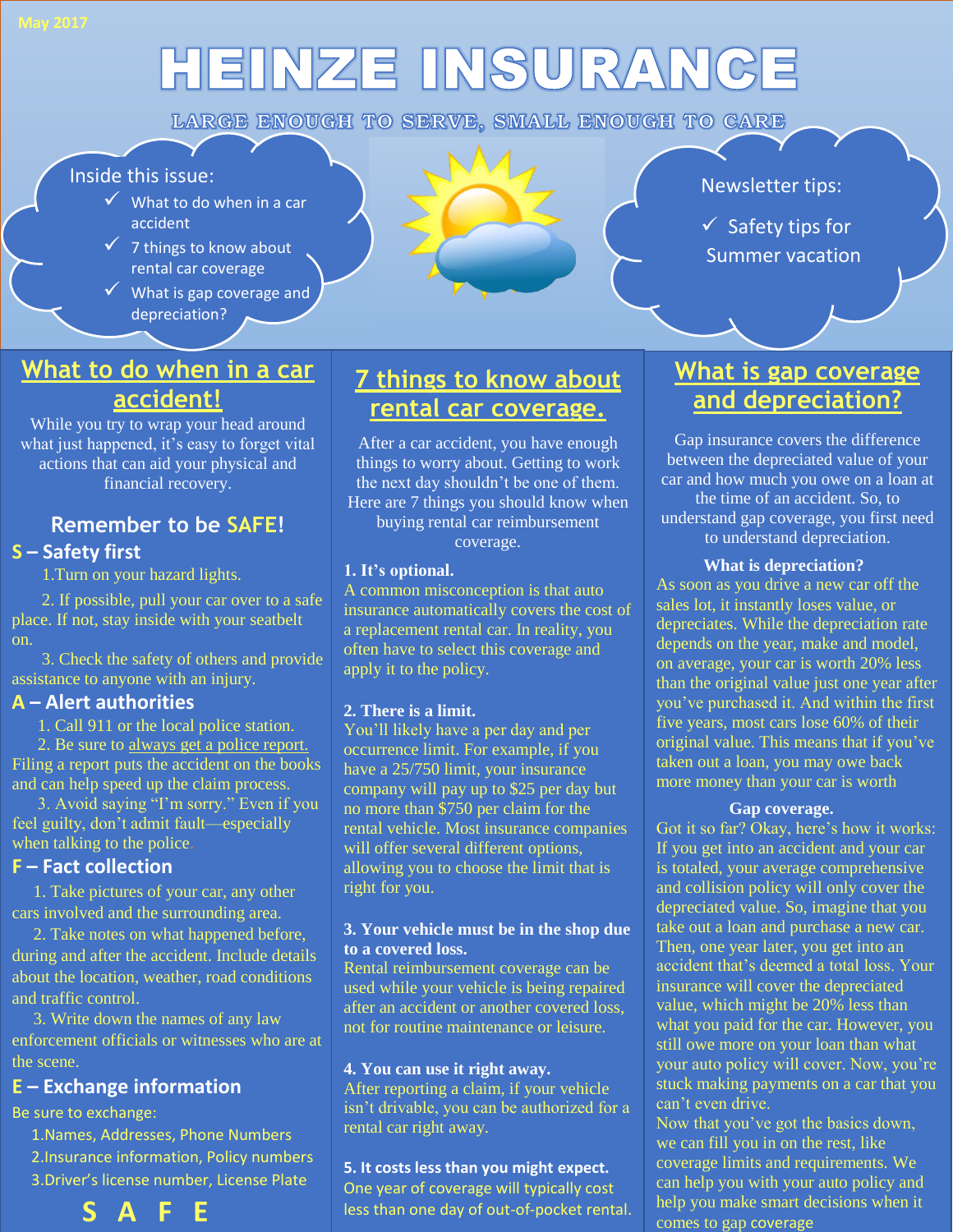May 2017

# HEINZE INSURANCE

LARGE ENOUGH TO SERVE, SMALL ENOUGH TO CARE

Inside this issue:

- ✓ What to do when in a car accident
- ✓ 7 things to know about rental car coverage
- ✓ What is gap coverage and depreciation?

Newsletter tips:

- ✓ Safety tips for Summer vacation

## What to do when in a car accident!

While you try to wrap your head around what just happened, it's easy to forget vital actions that can aid your physical and financial recovery.

### Remember to be SAFE!

**S – Safety first**

1. Turn on your hazard lights.
2. If possible, pull your car over to a safe place. If not, stay inside with your seatbelt on.
3. Check the safety of others and provide assistance to anyone with an injury.

**A – Alert authorities**

1. Call 911 or the local police station.
2. Be sure to always get a police report. Filing a report puts the accident on the books and can help speed up the claim process.
3. Avoid saying "I'm sorry." Even if you feel guilty, don't admit fault—especially when talking to the police.

**F – Fact collection**

1. Take pictures of your car, any other cars involved and the surrounding area.
2. Take notes on what happened before, during and after the accident. Include details about the location, weather, road conditions and traffic control.
3. Write down the names of any law enforcement officials or witnesses who are at the scene.

**E – Exchange information**

Be sure to exchange:

1. Names, Addresses, Phone Numbers
2. Insurance information, Policy numbers
3. Driver's license number, License Plate

S A F E

## 7 things to know about rental car coverage.

After a car accident, you have enough things to worry about. Getting to work the next day shouldn't be one of them. Here are 7 things you should know when buying rental car reimbursement coverage.

**1. It's optional.**
A common misconception is that auto insurance automatically covers the cost of a replacement rental car. In reality, you often have to select this coverage and apply it to the policy.

**2. There is a limit.**
You'll likely have a per day and per occurrence limit. For example, if you have a 25/750 limit, your insurance company will pay up to $25 per day but no more than $750 per claim for the rental vehicle. Most insurance companies will offer several different options, allowing you to choose the limit that is right for you.

**3. Your vehicle must be in the shop due to a covered loss.**
Rental reimbursement coverage can be used while your vehicle is being repaired after an accident or another covered loss, not for routine maintenance or leisure.

**4. You can use it right away.**
After reporting a claim, if your vehicle isn't drivable, you can be authorized for a rental car right away.

**5. It costs less than you might expect.**
One year of coverage will typically cost less than one day of out-of-pocket rental.

## What is gap coverage and depreciation?

Gap insurance covers the difference between the depreciated value of your car and how much you owe on a loan at the time of an accident. So, to understand gap coverage, you first need to understand depreciation.

**What is depreciation?**

As soon as you drive a new car off the sales lot, it instantly loses value, or depreciates. While the depreciation rate depends on the year, make and model, on average, your car is worth 20% less than the original value just one year after you've purchased it. And within the first five years, most cars lose 60% of their original value. This means that if you've taken out a loan, you may owe back more money than your car is worth

**Gap coverage.**

Got it so far? Okay, here's how it works: If you get into an accident and your car is totaled, your average comprehensive and collision policy will only cover the depreciated value. So, imagine that you take out a loan and purchase a new car. Then, one year later, you get into an accident that's deemed a total loss. Your insurance will cover the depreciated value, which might be 20% less than what you paid for the car. However, you still owe more on your loan than what your auto policy will cover. Now, you're stuck making payments on a car that you can't even drive.

Now that you've got the basics down, we can fill you in on the rest, like coverage limits and requirements. We can help you with your auto policy and help you make smart decisions when it comes to gap coverage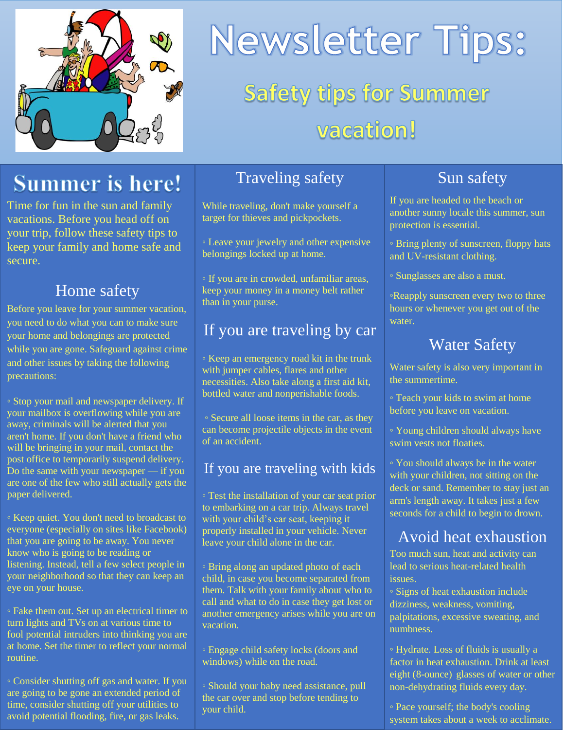# Newsletter Tips:

## Safety tips for Summer vacation!

## Summer is here!

Time for fun in the sun and family vacations. Before you head off on your trip, follow these safety tips to keep your family and home safe and secure.

### Home safety

Before you leave for your summer vacation, you need to do what you can to make sure your home and belongings are protected while you are gone. Safeguard against crime and other issues by taking the following precautions:

◦ Stop your mail and newspaper delivery. If your mailbox is overflowing while you are away, criminals will be alerted that you aren't home. If you don't have a friend who will be bringing in your mail, contact the post office to temporarily suspend delivery. Do the same with your newspaper — if you are one of the few who still actually gets the paper delivered.

◦ Keep quiet. You don't need to broadcast to everyone (especially on sites like Facebook) that you are going to be away. You never know who is going to be reading or listening. Instead, tell a few select people in your neighborhood so that they can keep an eye on your house.

◦ Fake them out. Set up an electrical timer to turn lights and TVs on at various time to fool potential intruders into thinking you are at home. Set the timer to reflect your normal routine.

◦ Consider shutting off gas and water. If you are going to be gone an extended period of time, consider shutting off your utilities to avoid potential flooding, fire, or gas leaks.

### Traveling safety

While traveling, don't make yourself a target for thieves and pickpockets.

◦ Leave your jewelry and other expensive belongings locked up at home.

◦ If you are in crowded, unfamiliar areas, keep your money in a money belt rather than in your purse.

### If you are traveling by car

◦ Keep an emergency road kit in the trunk with jumper cables, flares and other necessities. Also take along a first aid kit, bottled water and nonperishable foods.

◦ Secure all loose items in the car, as they can become projectile objects in the event of an accident.

### If you are traveling with kids

◦ Test the installation of your car seat prior to embarking on a car trip. Always travel with your child's car seat, keeping it properly installed in your vehicle. Never leave your child alone in the car.

◦ Bring along an updated photo of each child, in case you become separated from them. Talk with your family about who to call and what to do in case they get lost or another emergency arises while you are on vacation.

◦ Engage child safety locks (doors and windows) while on the road.

◦ Should your baby need assistance, pull the car over and stop before tending to your child.

### Sun safety

If you are headed to the beach or another sunny locale this summer, sun protection is essential.

◦ Bring plenty of sunscreen, floppy hats and UV-resistant clothing.

◦ Sunglasses are also a must.

◦Reapply sunscreen every two to three hours or whenever you get out of the water.

### Water Safety

Water safety is also very important in the summertime.

◦ Teach your kids to swim at home before you leave on vacation.

◦ Young children should always have swim vests not floaties.

◦ You should always be in the water with your children, not sitting on the deck or sand. Remember to stay just an arm's length away. It takes just a few seconds for a child to begin to drown.

### Avoid heat exhaustion

Too much sun, heat and activity can lead to serious heat-related health issues.

◦ Signs of heat exhaustion include dizziness, weakness, vomiting, palpitations, excessive sweating, and numbness.

◦ Hydrate. Loss of fluids is usually a factor in heat exhaustion. Drink at least eight (8-ounce) glasses of water or other non-dehydrating fluids every day.

◦ Pace yourself; the body's cooling system takes about a week to acclimate.